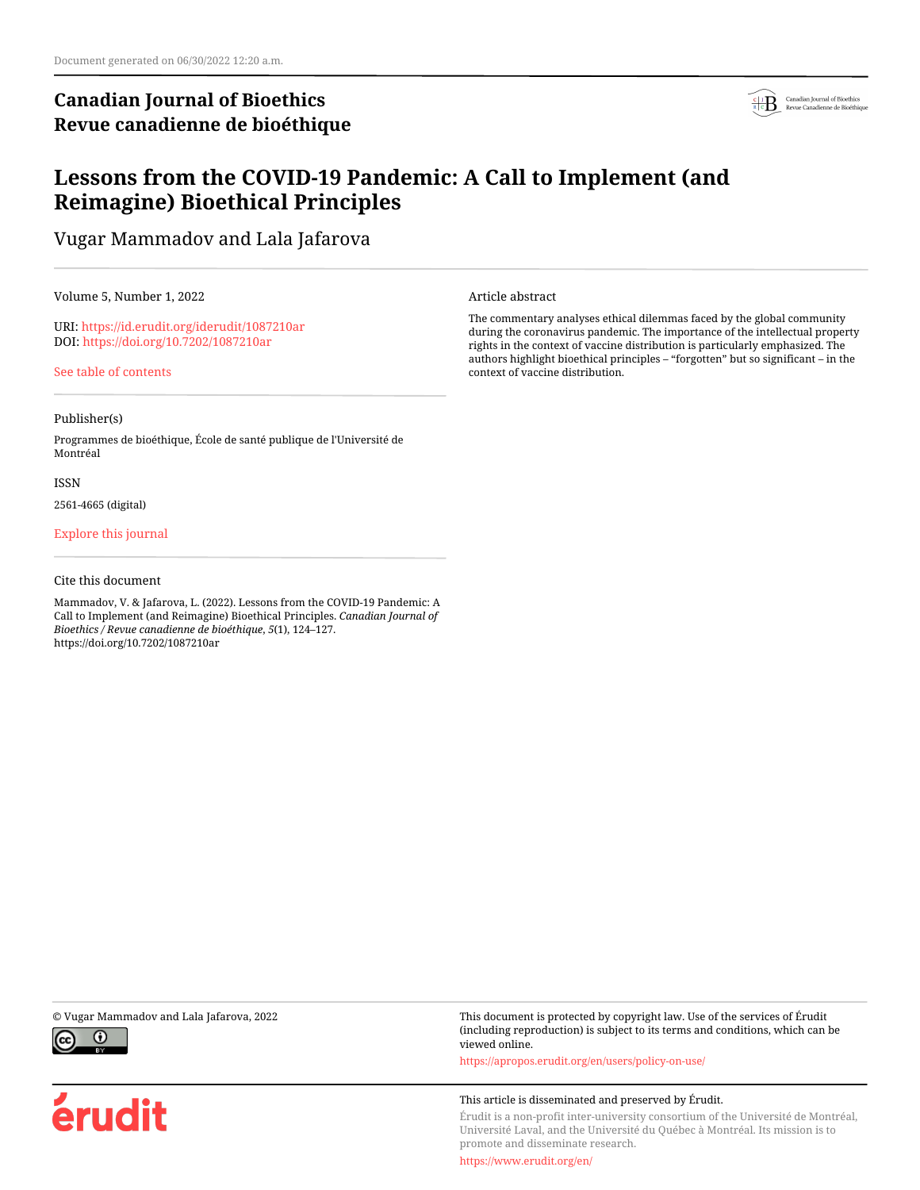Document generated on 06/30/2022 12:20 a.m.

**Canadian Journal of Bioethics**
**Revue canadienne de bioéthique**

# Lessons from the COVID-19 Pandemic: A Call to Implement (and Reimagine) Bioethical Principles

Vugar Mammadov and Lala Jafarova

Volume 5, Number 1, 2022

URI: https://id.erudit.org/iderudit/1087210ar
DOI: https://doi.org/10.7202/1087210ar

See table of contents

Publisher(s)

Programmes de bioéthique, École de santé publique de l'Université de Montréal

ISSN

2561-4665 (digital)

Explore this journal

Cite this document

Mammadov, V. & Jafarova, L. (2022). Lessons from the COVID-19 Pandemic: A Call to Implement (and Reimagine) Bioethical Principles. *Canadian Journal of Bioethics / Revue canadienne de bioéthique*, *5*(1), 124–127. https://doi.org/10.7202/1087210ar

Article abstract

The commentary analyses ethical dilemmas faced by the global community during the coronavirus pandemic. The importance of the intellectual property rights in the context of vaccine distribution is particularly emphasized. The authors highlight bioethical principles – "forgotten" but so significant – in the context of vaccine distribution.

© Vugar Mammadov and Lala Jafarova, 2022

This document is protected by copyright law. Use of the services of Érudit (including reproduction) is subject to its terms and conditions, which can be viewed online.

https://apropos.erudit.org/en/users/policy-on-use/

This article is disseminated and preserved by Érudit.

Érudit is a non-profit inter-university consortium of the Université de Montréal, Université Laval, and the Université du Québec à Montréal. Its mission is to promote and disseminate research.

https://www.erudit.org/en/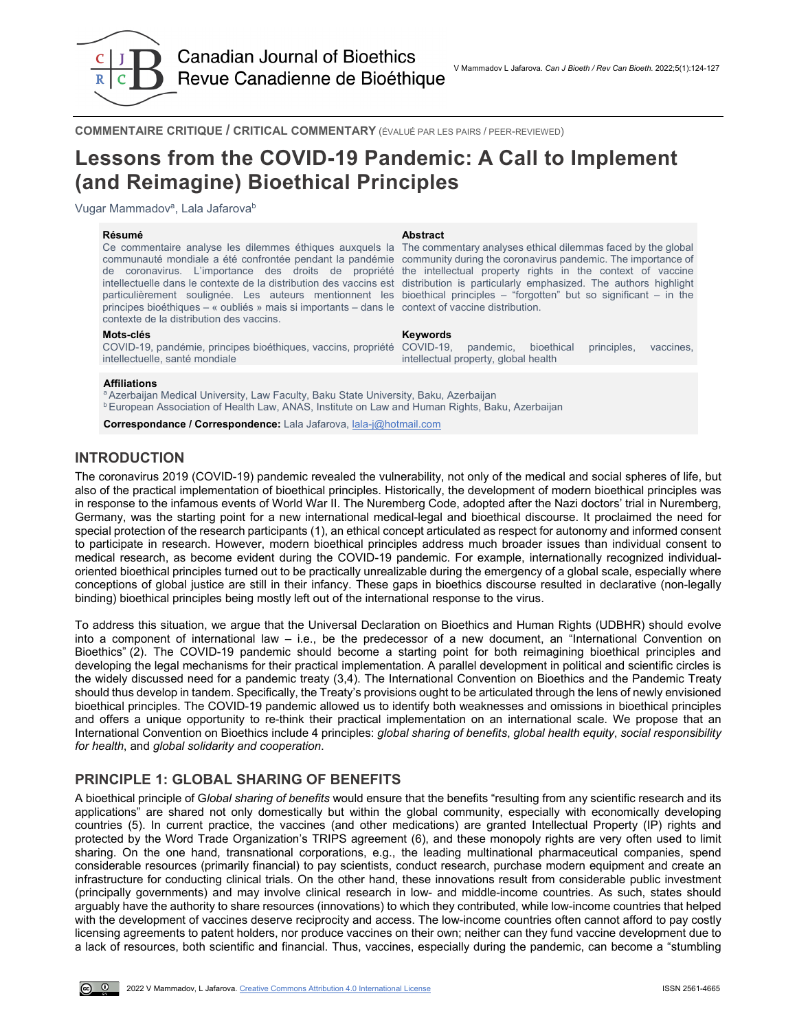COMMENTAIRE CRITIQUE / CRITICAL COMMENTARY (ÉVALUÉ PAR LES PAIRS / PEER-REVIEWED)

# Lessons from the COVID-19 Pandemic: A Call to Implement (and Reimagine) Bioethical Principles

Vugar Mammadov[a], Lala Jafarova[b]

**Résumé**

Ce commentaire analyse les dilemmes éthiques auxquels la communauté mondiale a été confrontée pendant la pandémie de coronavirus. L'importance des droits de propriété intellectuelle dans le contexte de la distribution des vaccins est particulièrement soulignée. Les auteurs mentionnent les principes bioéthiques – « oubliés » mais si importants – dans le contexte de la distribution des vaccins.

**Mots-clés**

COVID-19, pandémie, principes bioéthiques, vaccins, propriété intellectuelle, santé mondiale

**Abstract**

The commentary analyses ethical dilemmas faced by the global community during the coronavirus pandemic. The importance of the intellectual property rights in the context of vaccine distribution is particularly emphasized. The authors highlight bioethical principles – "forgotten" but so significant – in the context of vaccine distribution.

**Keywords**

COVID-19, pandemic, bioethical principles, vaccines, intellectual property, global health

**Affiliations**

[a] Azerbaijan Medical University, Law Faculty, Baku State University, Baku, Azerbaijan
[b] European Association of Health Law, ANAS, Institute on Law and Human Rights, Baku, Azerbaijan

**Correspondance / Correspondence:** Lala Jafarova, lala-j@hotmail.com

## INTRODUCTION

The coronavirus 2019 (COVID-19) pandemic revealed the vulnerability, not only of the medical and social spheres of life, but also of the practical implementation of bioethical principles. Historically, the development of modern bioethical principles was in response to the infamous events of World War II. The Nuremberg Code, adopted after the Nazi doctors' trial in Nuremberg, Germany, was the starting point for a new international medical-legal and bioethical discourse. It proclaimed the need for special protection of the research participants (1), an ethical concept articulated as respect for autonomy and informed consent to participate in research. However, modern bioethical principles address much broader issues than individual consent to medical research, as become evident during the COVID-19 pandemic. For example, internationally recognized individual-oriented bioethical principles turned out to be practically unrealizable during the emergency of a global scale, especially where conceptions of global justice are still in their infancy. These gaps in bioethics discourse resulted in declarative (non-legally binding) bioethical principles being mostly left out of the international response to the virus.

To address this situation, we argue that the Universal Declaration on Bioethics and Human Rights (UDBHR) should evolve into a component of international law – i.e., be the predecessor of a new document, an "International Convention on Bioethics" (2). The COVID-19 pandemic should become a starting point for both reimagining bioethical principles and developing the legal mechanisms for their practical implementation. A parallel development in political and scientific circles is the widely discussed need for a pandemic treaty (3,4). The International Convention on Bioethics and the Pandemic Treaty should thus develop in tandem. Specifically, the Treaty's provisions ought to be articulated through the lens of newly envisioned bioethical principles. The COVID-19 pandemic allowed us to identify both weaknesses and omissions in bioethical principles and offers a unique opportunity to re-think their practical implementation on an international scale. We propose that an International Convention on Bioethics include 4 principles: *global sharing of benefits*, *global health equity*, *social responsibility for health*, and *global solidarity and cooperation*.

## PRINCIPLE 1: GLOBAL SHARING OF BENEFITS

A bioethical principle of G*lobal sharing of benefits* would ensure that the benefits "resulting from any scientific research and its applications" are shared not only domestically but within the global community, especially with economically developing countries (5). In current practice, the vaccines (and other medications) are granted Intellectual Property (IP) rights and protected by the Word Trade Organization's TRIPS agreement (6), and these monopoly rights are very often used to limit sharing. On the one hand, transnational corporations, e.g., the leading multinational pharmaceutical companies, spend considerable resources (primarily financial) to pay scientists, conduct research, purchase modern equipment and create an infrastructure for conducting clinical trials. On the other hand, these innovations result from considerable public investment (principally governments) and may involve clinical research in low- and middle-income countries. As such, states should arguably have the authority to share resources (innovations) to which they contributed, while low-income countries that helped with the development of vaccines deserve reciprocity and access. The low-income countries often cannot afford to pay costly licensing agreements to patent holders, nor produce vaccines on their own; neither can they fund vaccine development due to a lack of resources, both scientific and financial. Thus, vaccines, especially during the pandemic, can become a "stumbling

2022 V Mammadov, L Jafarova. Creative Commons Attribution 4.0 International License

ISSN 2561-4665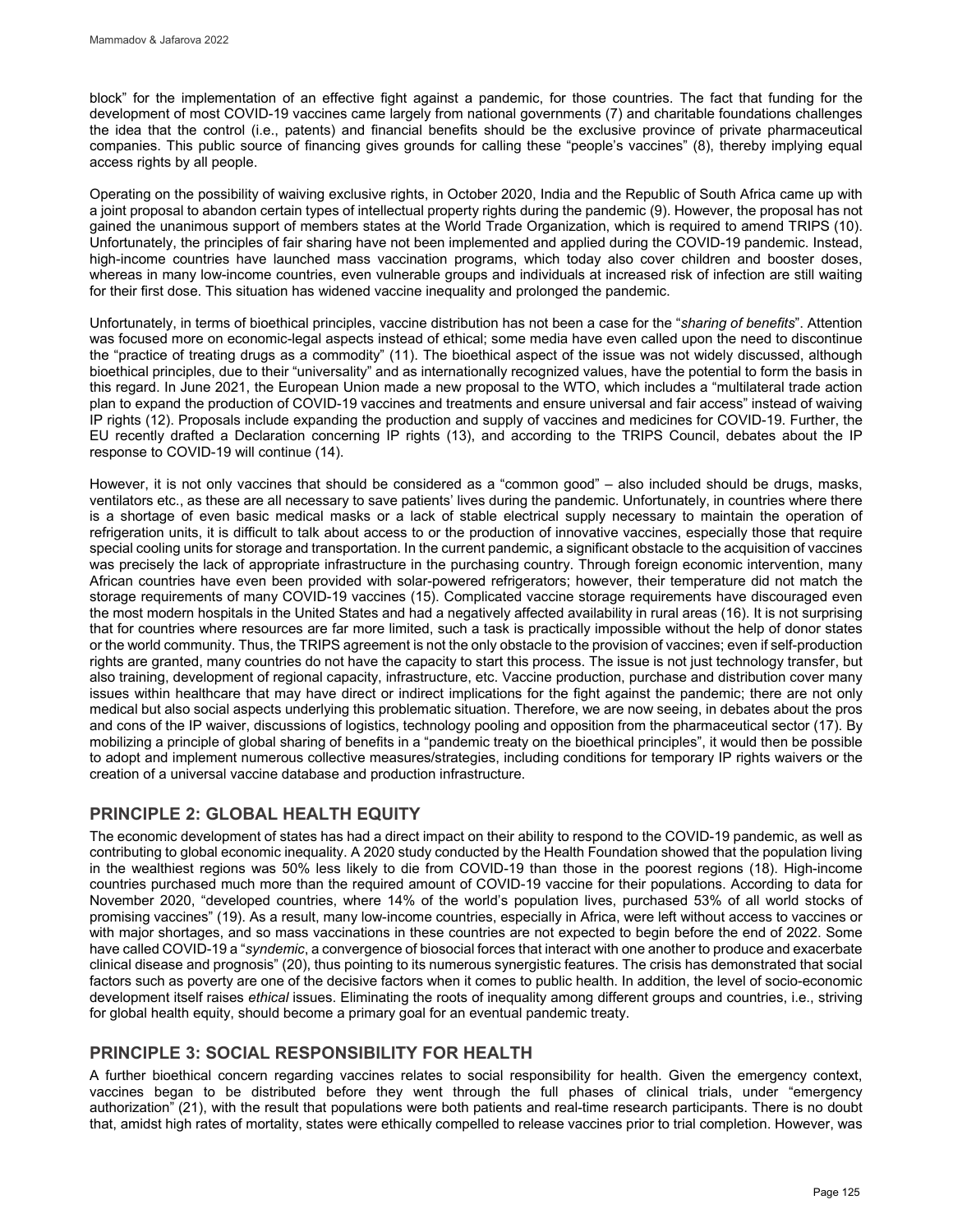block" for the implementation of an effective fight against a pandemic, for those countries. The fact that funding for the development of most COVID-19 vaccines came largely from national governments (7) and charitable foundations challenges the idea that the control (i.e., patents) and financial benefits should be the exclusive province of private pharmaceutical companies. This public source of financing gives grounds for calling these "people's vaccines" (8), thereby implying equal access rights by all people.

Operating on the possibility of waiving exclusive rights, in October 2020, India and the Republic of South Africa came up with a joint proposal to abandon certain types of intellectual property rights during the pandemic (9). However, the proposal has not gained the unanimous support of members states at the World Trade Organization, which is required to amend TRIPS (10). Unfortunately, the principles of fair sharing have not been implemented and applied during the COVID-19 pandemic. Instead, high-income countries have launched mass vaccination programs, which today also cover children and booster doses, whereas in many low-income countries, even vulnerable groups and individuals at increased risk of infection are still waiting for their first dose. This situation has widened vaccine inequality and prolonged the pandemic.

Unfortunately, in terms of bioethical principles, vaccine distribution has not been a case for the "*sharing of benefits*". Attention was focused more on economic-legal aspects instead of ethical; some media have even called upon the need to discontinue the "practice of treating drugs as a commodity" (11). The bioethical aspect of the issue was not widely discussed, although bioethical principles, due to their "universality" and as internationally recognized values, have the potential to form the basis in this regard. In June 2021, the European Union made a new proposal to the WTO, which includes a "multilateral trade action plan to expand the production of COVID-19 vaccines and treatments and ensure universal and fair access" instead of waiving IP rights (12). Proposals include expanding the production and supply of vaccines and medicines for COVID-19. Further, the EU recently drafted a Declaration concerning IP rights (13), and according to the TRIPS Council, debates about the IP response to COVID-19 will continue (14).

However, it is not only vaccines that should be considered as a "common good" – also included should be drugs, masks, ventilators etc., as these are all necessary to save patients' lives during the pandemic. Unfortunately, in countries where there is a shortage of even basic medical masks or a lack of stable electrical supply necessary to maintain the operation of refrigeration units, it is difficult to talk about access to or the production of innovative vaccines, especially those that require special cooling units for storage and transportation. In the current pandemic, a significant obstacle to the acquisition of vaccines was precisely the lack of appropriate infrastructure in the purchasing country. Through foreign economic intervention, many African countries have even been provided with solar-powered refrigerators; however, their temperature did not match the storage requirements of many COVID-19 vaccines (15). Complicated vaccine storage requirements have discouraged even the most modern hospitals in the United States and had a negatively affected availability in rural areas (16). It is not surprising that for countries where resources are far more limited, such a task is practically impossible without the help of donor states or the world community. Thus, the TRIPS agreement is not the only obstacle to the provision of vaccines; even if self-production rights are granted, many countries do not have the capacity to start this process. The issue is not just technology transfer, but also training, development of regional capacity, infrastructure, etc. Vaccine production, purchase and distribution cover many issues within healthcare that may have direct or indirect implications for the fight against the pandemic; there are not only medical but also social aspects underlying this problematic situation. Therefore, we are now seeing, in debates about the pros and cons of the IP waiver, discussions of logistics, technology pooling and opposition from the pharmaceutical sector (17). By mobilizing a principle of global sharing of benefits in a "pandemic treaty on the bioethical principles", it would then be possible to adopt and implement numerous collective measures/strategies, including conditions for temporary IP rights waivers or the creation of a universal vaccine database and production infrastructure.

## PRINCIPLE 2: GLOBAL HEALTH EQUITY

The economic development of states has had a direct impact on their ability to respond to the COVID-19 pandemic, as well as contributing to global economic inequality. A 2020 study conducted by the Health Foundation showed that the population living in the wealthiest regions was 50% less likely to die from COVID-19 than those in the poorest regions (18). High-income countries purchased much more than the required amount of COVID-19 vaccine for their populations. According to data for November 2020, "developed countries, where 14% of the world's population lives, purchased 53% of all world stocks of promising vaccines" (19). As a result, many low-income countries, especially in Africa, were left without access to vaccines or with major shortages, and so mass vaccinations in these countries are not expected to begin before the end of 2022. Some have called COVID-19 a "*syndemic*, a convergence of biosocial forces that interact with one another to produce and exacerbate clinical disease and prognosis" (20), thus pointing to its numerous synergistic features. The crisis has demonstrated that social factors such as poverty are one of the decisive factors when it comes to public health. In addition, the level of socio-economic development itself raises *ethical* issues. Eliminating the roots of inequality among different groups and countries, i.e., striving for global health equity, should become a primary goal for an eventual pandemic treaty.

## PRINCIPLE 3: SOCIAL RESPONSIBILITY FOR HEALTH

A further bioethical concern regarding vaccines relates to social responsibility for health. Given the emergency context, vaccines began to be distributed before they went through the full phases of clinical trials, under "emergency authorization" (21), with the result that populations were both patients and real-time research participants. There is no doubt that, amidst high rates of mortality, states were ethically compelled to release vaccines prior to trial completion. However, was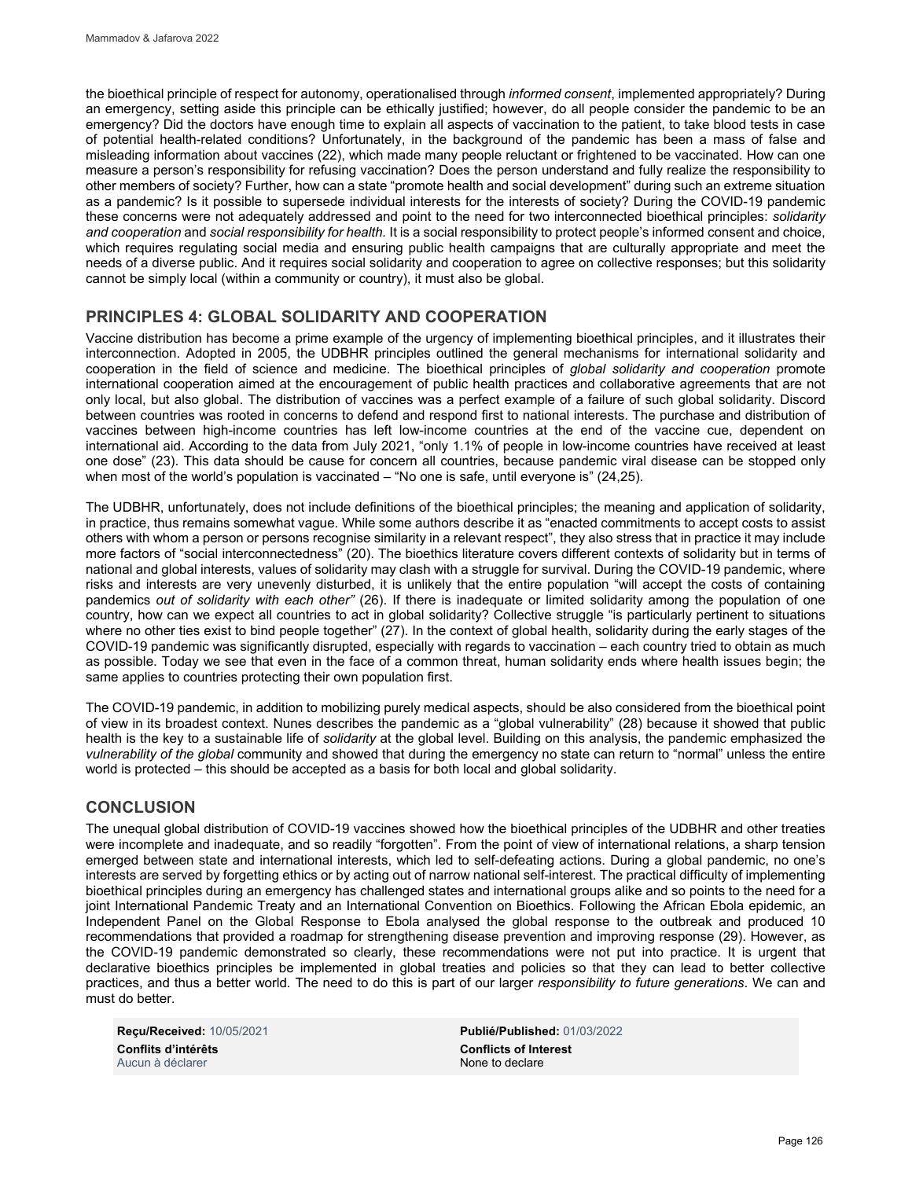the bioethical principle of respect for autonomy, operationalised through *informed consent*, implemented appropriately? During an emergency, setting aside this principle can be ethically justified; however, do all people consider the pandemic to be an emergency? Did the doctors have enough time to explain all aspects of vaccination to the patient, to take blood tests in case of potential health-related conditions? Unfortunately, in the background of the pandemic has been a mass of false and misleading information about vaccines (22), which made many people reluctant or frightened to be vaccinated. How can one measure a person's responsibility for refusing vaccination? Does the person understand and fully realize the responsibility to other members of society? Further, how can a state "promote health and social development" during such an extreme situation as a pandemic? Is it possible to supersede individual interests for the interests of society? During the COVID-19 pandemic these concerns were not adequately addressed and point to the need for two interconnected bioethical principles: *solidarity and cooperation* and *social responsibility for health.* It is a social responsibility to protect people's informed consent and choice, which requires regulating social media and ensuring public health campaigns that are culturally appropriate and meet the needs of a diverse public. And it requires social solidarity and cooperation to agree on collective responses; but this solidarity cannot be simply local (within a community or country), it must also be global.

## PRINCIPLES 4: GLOBAL SOLIDARITY AND COOPERATION

Vaccine distribution has become a prime example of the urgency of implementing bioethical principles, and it illustrates their interconnection. Adopted in 2005, the UDBHR principles outlined the general mechanisms for international solidarity and cooperation in the field of science and medicine. The bioethical principles of *global solidarity and cooperation* promote international cooperation aimed at the encouragement of public health practices and collaborative agreements that are not only local, but also global. The distribution of vaccines was a perfect example of a failure of such global solidarity. Discord between countries was rooted in concerns to defend and respond first to national interests. The purchase and distribution of vaccines between high-income countries has left low-income countries at the end of the vaccine cue, dependent on international aid. According to the data from July 2021, "only 1.1% of people in low-income countries have received at least one dose" (23). This data should be cause for concern all countries, because pandemic viral disease can be stopped only when most of the world's population is vaccinated – "No one is safe, until everyone is" (24,25).

The UDBHR, unfortunately, does not include definitions of the bioethical principles; the meaning and application of solidarity, in practice, thus remains somewhat vague. While some authors describe it as "enacted commitments to accept costs to assist others with whom a person or persons recognise similarity in a relevant respect", they also stress that in practice it may include more factors of "social interconnectedness" (20). The bioethics literature covers different contexts of solidarity but in terms of national and global interests, values of solidarity may clash with a struggle for survival. During the COVID-19 pandemic, where risks and interests are very unevenly disturbed, it is unlikely that the entire population "will accept the costs of containing pandemics *out of solidarity with each other"* (26). If there is inadequate or limited solidarity among the population of one country, how can we expect all countries to act in global solidarity? Collective struggle "is particularly pertinent to situations where no other ties exist to bind people together" (27). In the context of global health, solidarity during the early stages of the COVID-19 pandemic was significantly disrupted, especially with regards to vaccination – each country tried to obtain as much as possible. Today we see that even in the face of a common threat, human solidarity ends where health issues begin; the same applies to countries protecting their own population first.

The COVID-19 pandemic, in addition to mobilizing purely medical aspects, should be also considered from the bioethical point of view in its broadest context. Nunes describes the pandemic as a "global vulnerability" (28) because it showed that public health is the key to a sustainable life of *solidarity* at the global level. Building on this analysis, the pandemic emphasized the *vulnerability of the global* community and showed that during the emergency no state can return to "normal" unless the entire world is protected – this should be accepted as a basis for both local and global solidarity.

## CONCLUSION

The unequal global distribution of COVID-19 vaccines showed how the bioethical principles of the UDBHR and other treaties were incomplete and inadequate, and so readily "forgotten". From the point of view of international relations, a sharp tension emerged between state and international interests, which led to self-defeating actions. During a global pandemic, no one's interests are served by forgetting ethics or by acting out of narrow national self-interest. The practical difficulty of implementing bioethical principles during an emergency has challenged states and international groups alike and so points to the need for a joint International Pandemic Treaty and an International Convention on Bioethics. Following the African Ebola epidemic, an Independent Panel on the Global Response to Ebola analysed the global response to the outbreak and produced 10 recommendations that provided a roadmap for strengthening disease prevention and improving response (29). However, as the COVID-19 pandemic demonstrated so clearly, these recommendations were not put into practice. It is urgent that declarative bioethics principles be implemented in global treaties and policies so that they can lead to better collective practices, and thus a better world. The need to do this is part of our larger *responsibility to future generations*. We can and must do better.

| | |
|---|---|
| **Reçu/Received:** 10/05/2021 | **Publié/Published:** 01/03/2022 |
| **Conflits d'intérêts** | **Conflicts of Interest** |
| Aucun à déclarer | None to declare |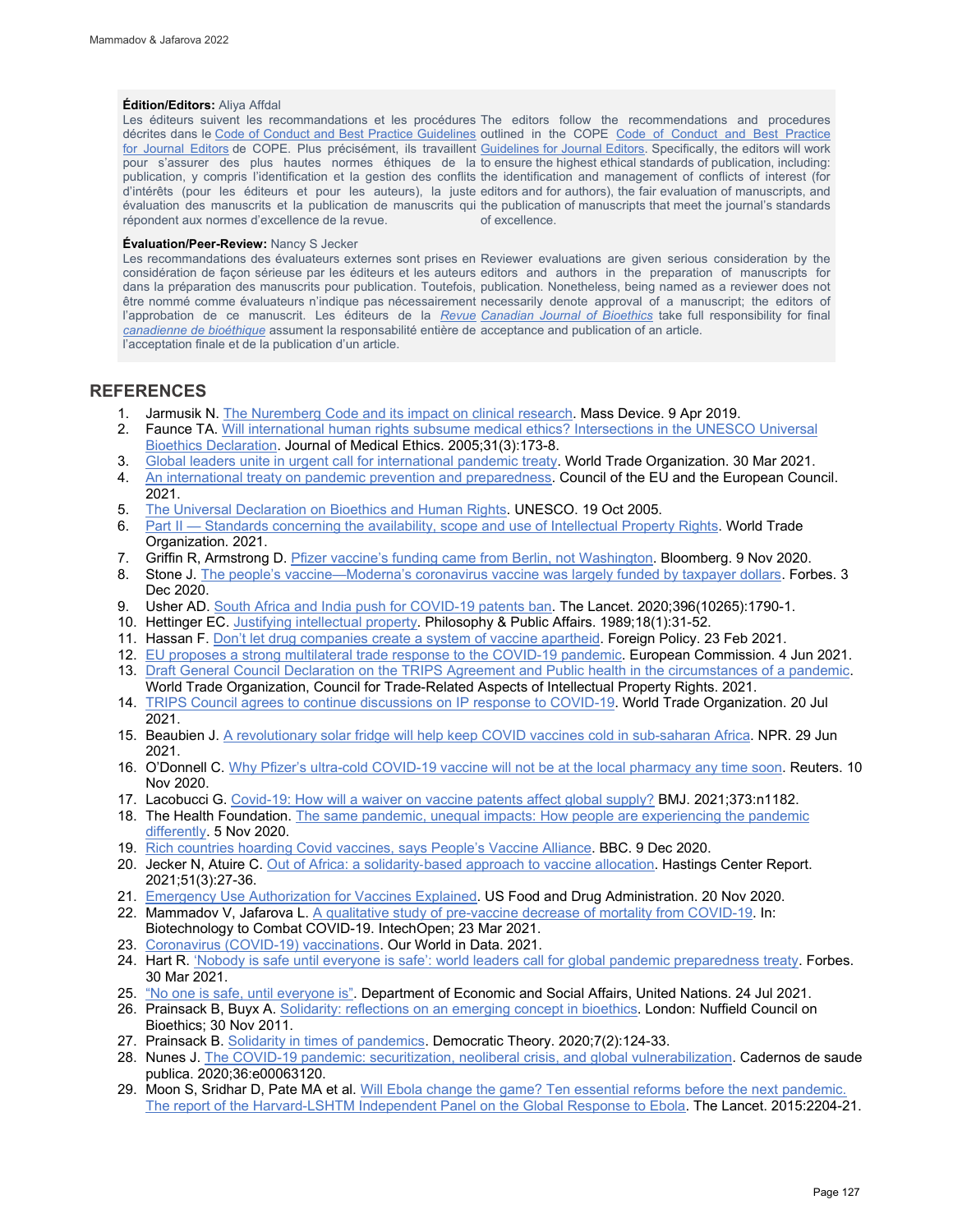**Édition/Editors:** Aliya Affdal

Les éditeurs suivent les recommandations et les procédures décrites dans le [Code of Conduct and Best Practice Guidelines for Journal Editors](#) de COPE. Plus précisément, ils travaillent pour s'assurer des plus hautes normes éthiques de la publication, y compris l'identification et la gestion des conflits d'intérêts (pour les éditeurs et pour les auteurs), la juste évaluation des manuscrits et la publication de manuscrits qui répondent aux normes d'excellence de la revue.

The editors follow the recommendations and procedures outlined in the COPE [Code of Conduct and Best Practice Guidelines for Journal Editors](#). Specifically, the editors will work to ensure the highest ethical standards of publication, including: the identification and management of conflicts of interest (for editors and for authors), the fair evaluation of manuscripts, and the publication of manuscripts that meet the journal's standards of excellence.

**Évaluation/Peer-Review:** Nancy S Jecker

Les recommandations des évaluateurs externes sont prises en considération de façon sérieuse par les éditeurs et les auteurs dans la préparation des manuscrits pour publication. Toutefois, être nommé comme évaluateurs n'indique pas nécessairement l'approbation de ce manuscrit. Les éditeurs de la [*Revue canadienne de bioéthique*](#) assument la responsabilité entière de l'acceptation finale et de la publication d'un article.

Reviewer evaluations are given serious consideration by the editors and authors in the preparation of manuscripts for publication. Nonetheless, being named as a reviewer does not necessarily denote approval of a manuscript; the editors of [*Canadian Journal of Bioethics*](#) take full responsibility for final acceptance and publication of an article.

## REFERENCES

1. Jarmusik N. The Nuremberg Code and its impact on clinical research. Mass Device. 9 Apr 2019.
2. Faunce TA. Will international human rights subsume medical ethics? Intersections in the UNESCO Universal Bioethics Declaration. Journal of Medical Ethics. 2005;31(3):173-8.
3. Global leaders unite in urgent call for international pandemic treaty. World Trade Organization. 30 Mar 2021.
4. An international treaty on pandemic prevention and preparedness. Council of the EU and the European Council. 2021.
5. The Universal Declaration on Bioethics and Human Rights. UNESCO. 19 Oct 2005.
6. Part II — Standards concerning the availability, scope and use of Intellectual Property Rights. World Trade Organization. 2021.
7. Griffin R, Armstrong D. Pfizer vaccine's funding came from Berlin, not Washington. Bloomberg. 9 Nov 2020.
8. Stone J. The people's vaccine—Moderna's coronavirus vaccine was largely funded by taxpayer dollars. Forbes. 3 Dec 2020.
9. Usher AD. South Africa and India push for COVID-19 patents ban. The Lancet. 2020;396(10265):1790-1.
10. Hettinger EC. Justifying intellectual property. Philosophy & Public Affairs. 1989;18(1):31-52.
11. Hassan F. Don't let drug companies create a system of vaccine apartheid. Foreign Policy. 23 Feb 2021.
12. EU proposes a strong multilateral trade response to the COVID-19 pandemic. European Commission. 4 Jun 2021.
13. Draft General Council Declaration on the TRIPS Agreement and Public health in the circumstances of a pandemic. World Trade Organization, Council for Trade-Related Aspects of Intellectual Property Rights. 2021.
14. TRIPS Council agrees to continue discussions on IP response to COVID-19. World Trade Organization. 20 Jul 2021.
15. Beaubien J. A revolutionary solar fridge will help keep COVID vaccines cold in sub-saharan Africa. NPR. 29 Jun 2021.
16. O'Donnell C. Why Pfizer's ultra-cold COVID-19 vaccine will not be at the local pharmacy any time soon. Reuters. 10 Nov 2020.
17. Lacobucci G. Covid-19: How will a waiver on vaccine patents affect global supply? BMJ. 2021;373:n1182.
18. The Health Foundation. The same pandemic, unequal impacts: How people are experiencing the pandemic differently. 5 Nov 2020.
19. Rich countries hoarding Covid vaccines, says People's Vaccine Alliance. BBC. 9 Dec 2020.
20. Jecker N, Atuire C. Out of Africa: a solidarity-based approach to vaccine allocation. Hastings Center Report. 2021;51(3):27-36.
21. Emergency Use Authorization for Vaccines Explained. US Food and Drug Administration. 20 Nov 2020.
22. Mammadov V, Jafarova L. A qualitative study of pre-vaccine decrease of mortality from COVID-19. In: Biotechnology to Combat COVID-19. IntechOpen; 23 Mar 2021.
23. Coronavirus (COVID-19) vaccinations. Our World in Data. 2021.
24. Hart R. 'Nobody is safe until everyone is safe': world leaders call for global pandemic preparedness treaty. Forbes. 30 Mar 2021.
25. "No one is safe, until everyone is". Department of Economic and Social Affairs, United Nations. 24 Jul 2021.
26. Prainsack B, Buyx A. Solidarity: reflections on an emerging concept in bioethics. London: Nuffield Council on Bioethics; 30 Nov 2011.
27. Prainsack B. Solidarity in times of pandemics. Democratic Theory. 2020;7(2):124-33.
28. Nunes J. The COVID-19 pandemic: securitization, neoliberal crisis, and global vulnerabilization. Cadernos de saude publica. 2020;36:e00063120.
29. Moon S, Sridhar D, Pate MA et al. Will Ebola change the game? Ten essential reforms before the next pandemic. The report of the Harvard-LSHTM Independent Panel on the Global Response to Ebola. The Lancet. 2015:2204-21.